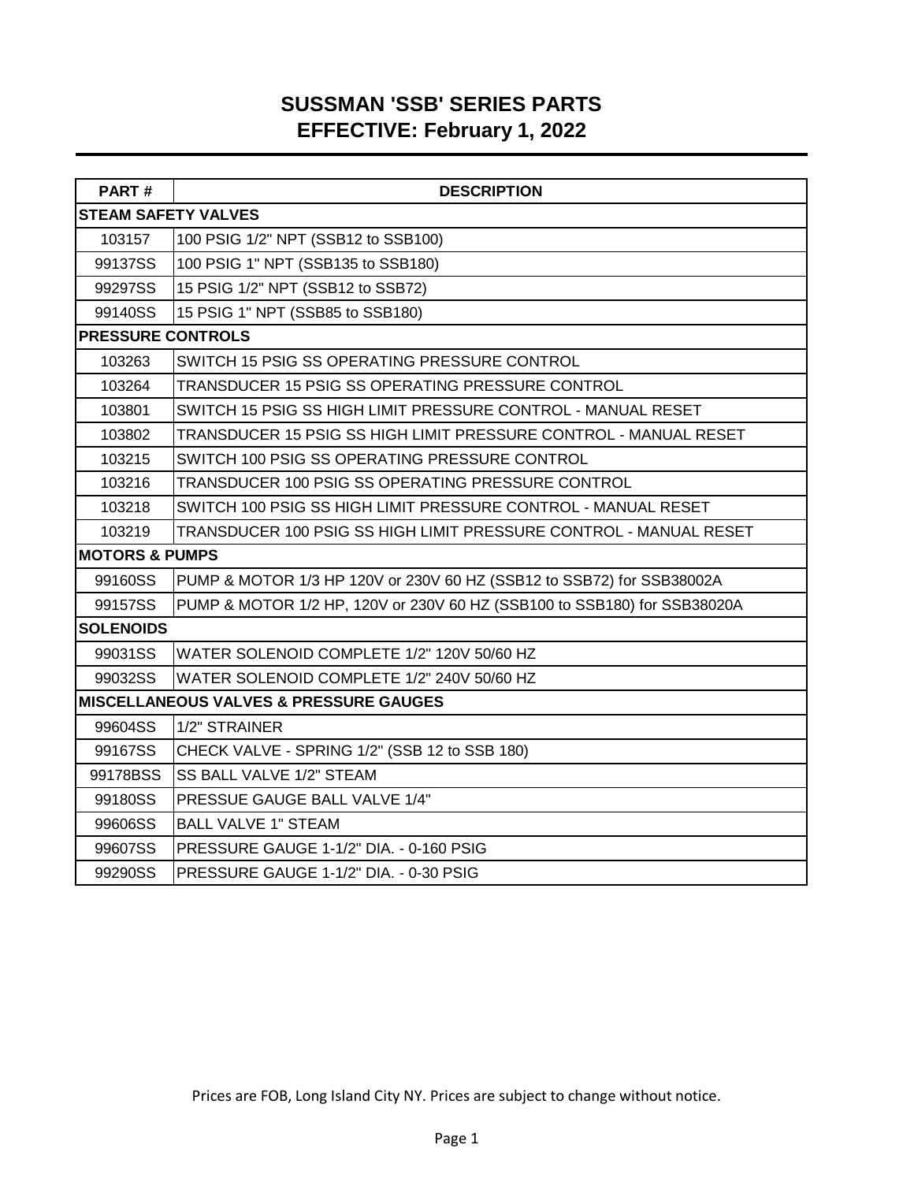# SUSSMAN 'SSB' SERIES PARTS
## EFFECTIVE: February 1, 2022

| PART # | DESCRIPTION |
|---|---|
| **STEAM SAFETY VALVES** | |
| 103157 | 100 PSIG 1/2" NPT (SSB12 to SSB100) |
| 99137SS | 100 PSIG 1" NPT (SSB135 to SSB180) |
| 99297SS | 15 PSIG 1/2" NPT (SSB12 to SSB72) |
| 99140SS | 15 PSIG 1" NPT (SSB85 to SSB180) |
| **PRESSURE CONTROLS** | |
| 103263 | SWITCH 15 PSIG SS OPERATING PRESSURE CONTROL |
| 103264 | TRANSDUCER 15 PSIG SS OPERATING PRESSURE CONTROL |
| 103801 | SWITCH 15 PSIG SS HIGH LIMIT PRESSURE CONTROL - MANUAL RESET |
| 103802 | TRANSDUCER 15 PSIG SS HIGH LIMIT PRESSURE CONTROL - MANUAL RESET |
| 103215 | SWITCH 100 PSIG SS OPERATING PRESSURE CONTROL |
| 103216 | TRANSDUCER 100 PSIG SS OPERATING PRESSURE CONTROL |
| 103218 | SWITCH 100 PSIG SS HIGH LIMIT PRESSURE CONTROL - MANUAL RESET |
| 103219 | TRANSDUCER 100 PSIG SS HIGH LIMIT PRESSURE CONTROL - MANUAL RESET |
| **MOTORS & PUMPS** | |
| 99160SS | PUMP & MOTOR 1/3 HP 120V or 230V 60 HZ (SSB12 to SSB72) for SSB38002A |
| 99157SS | PUMP & MOTOR 1/2 HP, 120V or 230V 60 HZ (SSB100 to SSB180) for SSB38020A |
| **SOLENOIDS** | |
| 99031SS | WATER SOLENOID COMPLETE 1/2" 120V 50/60 HZ |
| 99032SS | WATER SOLENOID COMPLETE 1/2" 240V 50/60 HZ |
| **MISCELLANEOUS VALVES & PRESSURE GAUGES** | |
| 99604SS | 1/2" STRAINER |
| 99167SS | CHECK VALVE - SPRING 1/2" (SSB 12 to SSB 180) |
| 99178BSS | SS BALL VALVE 1/2" STEAM |
| 99180SS | PRESSUE GAUGE BALL VALVE 1/4" |
| 99606SS | BALL VALVE 1" STEAM |
| 99607SS | PRESSURE GAUGE 1-1/2" DIA. - 0-160 PSIG |
| 99290SS | PRESSURE GAUGE 1-1/2" DIA. - 0-30 PSIG |

Prices are FOB, Long Island City NY. Prices are subject to change without notice.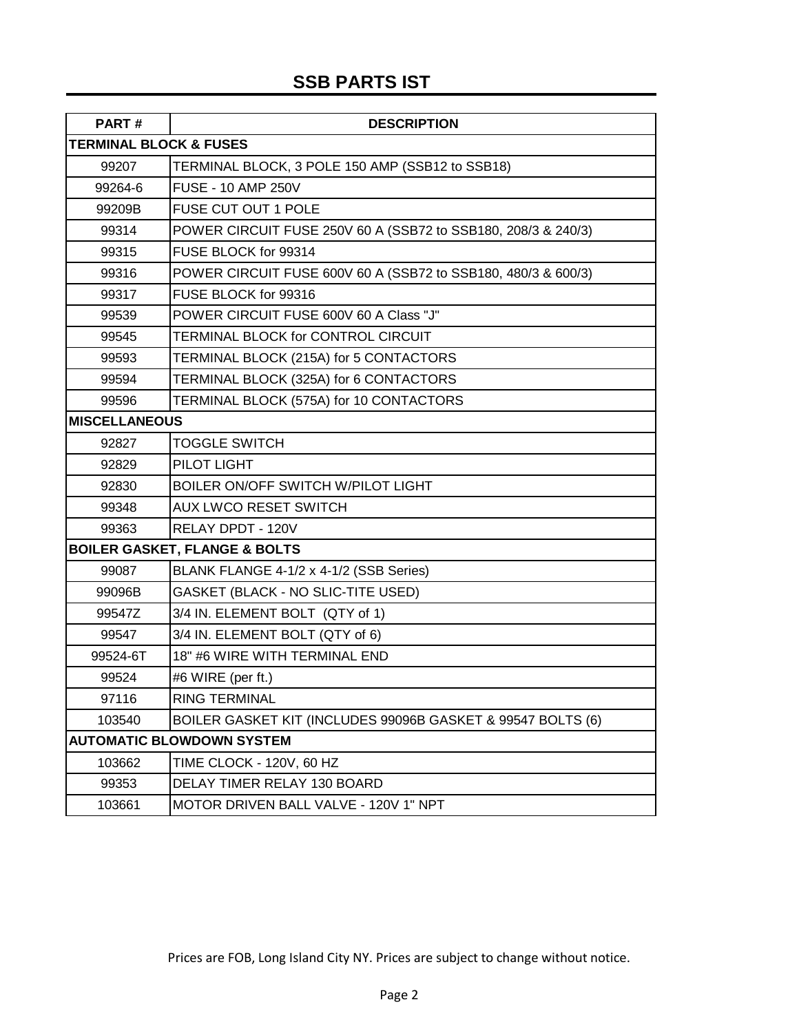## SSB PARTS IST

| PART # | DESCRIPTION |
|---|---|
| **TERMINAL BLOCK & FUSES** | |
| 99207 | TERMINAL BLOCK, 3 POLE 150 AMP (SSB12 to SSB18) |
| 99264-6 | FUSE - 10 AMP 250V |
| 99209B | FUSE CUT OUT 1 POLE |
| 99314 | POWER CIRCUIT FUSE 250V 60 A (SSB72 to SSB180, 208/3 & 240/3) |
| 99315 | FUSE BLOCK for 99314 |
| 99316 | POWER CIRCUIT FUSE 600V 60 A (SSB72 to SSB180, 480/3 & 600/3) |
| 99317 | FUSE BLOCK for 99316 |
| 99539 | POWER CIRCUIT FUSE 600V 60 A Class "J" |
| 99545 | TERMINAL BLOCK for CONTROL CIRCUIT |
| 99593 | TERMINAL BLOCK (215A) for 5 CONTACTORS |
| 99594 | TERMINAL BLOCK (325A) for 6 CONTACTORS |
| 99596 | TERMINAL BLOCK (575A) for 10 CONTACTORS |
| **MISCELLANEOUS** | |
| 92827 | TOGGLE SWITCH |
| 92829 | PILOT LIGHT |
| 92830 | BOILER ON/OFF SWITCH W/PILOT LIGHT |
| 99348 | AUX LWCO RESET SWITCH |
| 99363 | RELAY DPDT - 120V |
| **BOILER GASKET, FLANGE & BOLTS** | |
| 99087 | BLANK FLANGE 4-1/2 x 4-1/2 (SSB Series) |
| 99096B | GASKET (BLACK - NO SLIC-TITE USED) |
| 99547Z | 3/4 IN. ELEMENT BOLT (QTY of 1) |
| 99547 | 3/4 IN. ELEMENT BOLT (QTY of 6) |
| 99524-6T | 18" #6 WIRE WITH TERMINAL END |
| 99524 | #6 WIRE (per ft.) |
| 97116 | RING TERMINAL |
| 103540 | BOILER GASKET KIT (INCLUDES 99096B GASKET & 99547 BOLTS (6) |
| **AUTOMATIC BLOWDOWN SYSTEM** | |
| 103662 | TIME CLOCK - 120V, 60 HZ |
| 99353 | DELAY TIMER RELAY 130 BOARD |
| 103661 | MOTOR DRIVEN BALL VALVE - 120V 1" NPT |

Prices are FOB, Long Island City NY. Prices are subject to change without notice.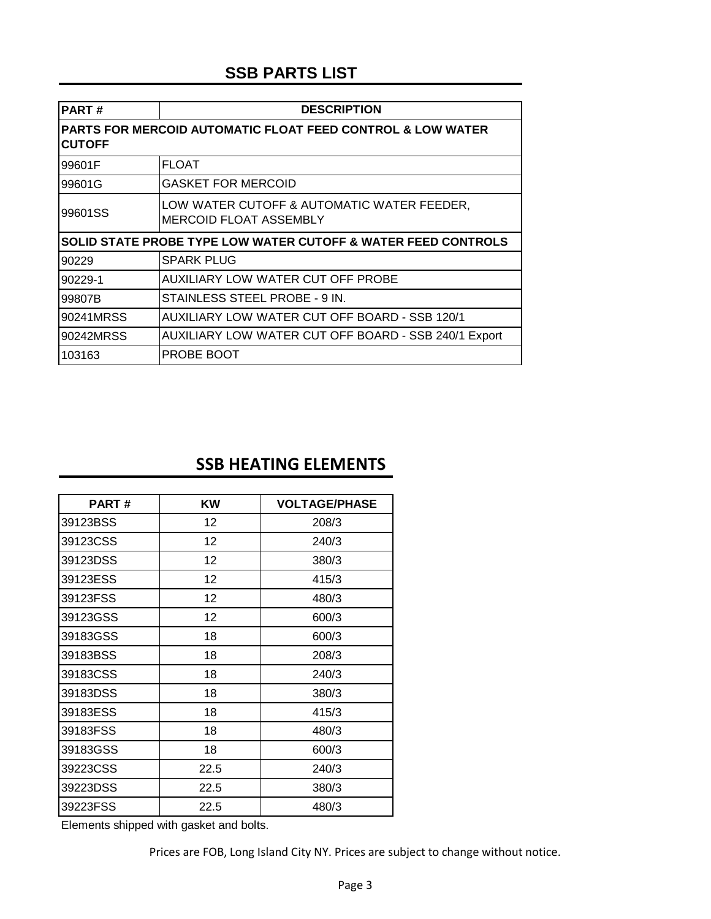## SSB PARTS LIST

| PART # | DESCRIPTION |
|---|---|
| **PARTS FOR MERCOID AUTOMATIC FLOAT FEED CONTROL & LOW WATER CUTOFF** | |
| 99601F | FLOAT |
| 99601G | GASKET FOR MERCOID |
| 99601SS | LOW WATER CUTOFF & AUTOMATIC WATER FEEDER, MERCOID FLOAT ASSEMBLY |
| **SOLID STATE PROBE TYPE LOW WATER CUTOFF & WATER FEED CONTROLS** | |
| 90229 | SPARK PLUG |
| 90229-1 | AUXILIARY LOW WATER CUT OFF PROBE |
| 99807B | STAINLESS STEEL PROBE - 9 IN. |
| 90241MRSS | AUXILIARY LOW WATER CUT OFF BOARD - SSB 120/1 |
| 90242MRSS | AUXILIARY LOW WATER CUT OFF BOARD - SSB 240/1 Export |
| 103163 | PROBE BOOT |

## SSB HEATING ELEMENTS

| PART # | KW | VOLTAGE/PHASE |
|---|---|---|
| 39123BSS | 12 | 208/3 |
| 39123CSS | 12 | 240/3 |
| 39123DSS | 12 | 380/3 |
| 39123ESS | 12 | 415/3 |
| 39123FSS | 12 | 480/3 |
| 39123GSS | 12 | 600/3 |
| 39183GSS | 18 | 600/3 |
| 39183BSS | 18 | 208/3 |
| 39183CSS | 18 | 240/3 |
| 39183DSS | 18 | 380/3 |
| 39183ESS | 18 | 415/3 |
| 39183FSS | 18 | 480/3 |
| 39183GSS | 18 | 600/3 |
| 39223CSS | 22.5 | 240/3 |
| 39223DSS | 22.5 | 380/3 |
| 39223FSS | 22.5 | 480/3 |

Elements shipped with gasket and bolts.

Prices are FOB, Long Island City NY. Prices are subject to change without notice.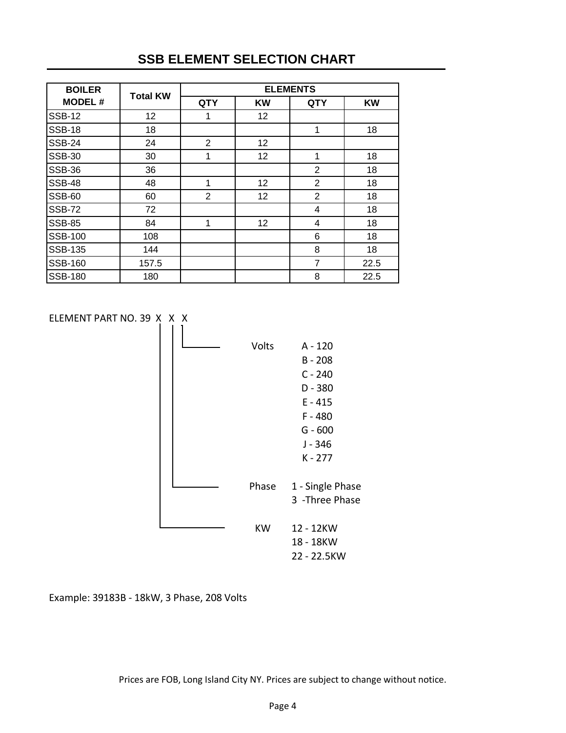# SSB ELEMENT SELECTION CHART

| BOILER MODEL # | Total KW | ELEMENTS | | | |
|---|---|---|---|---|---|
| | | QTY | KW | QTY | KW |
| SSB-12 | 12 | 1 | 12 | | |
| SSB-18 | 18 | | | 1 | 18 |
| SSB-24 | 24 | 2 | 12 | | |
| SSB-30 | 30 | 1 | 12 | 1 | 18 |
| SSB-36 | 36 | | | 2 | 18 |
| SSB-48 | 48 | 1 | 12 | 2 | 18 |
| SSB-60 | 60 | 2 | 12 | 2 | 18 |
| SSB-72 | 72 | | | 4 | 18 |
| SSB-85 | 84 | 1 | 12 | 4 | 18 |
| SSB-100 | 108 | | | 6 | 18 |
| SSB-135 | 144 | | | 8 | 18 |
| SSB-160 | 157.5 | | | 7 | 22.5 |
| SSB-180 | 180 | | | 8 | 22.5 |

ELEMENT PART NO. 39 X X X

- Volts
  - A - 120
  - B - 208
  - C - 240
  - D - 380
  - E - 415
  - F - 480
  - G - 600
  - J - 346
  - K - 277
- Phase
  - 1 - Single Phase
  - 3 -Three Phase
- KW
  - 12 - 12KW
  - 18 - 18KW
  - 22 - 22.5KW

Example: 39183B - 18kW, 3 Phase, 208 Volts

Prices are FOB, Long Island City NY. Prices are subject to change without notice.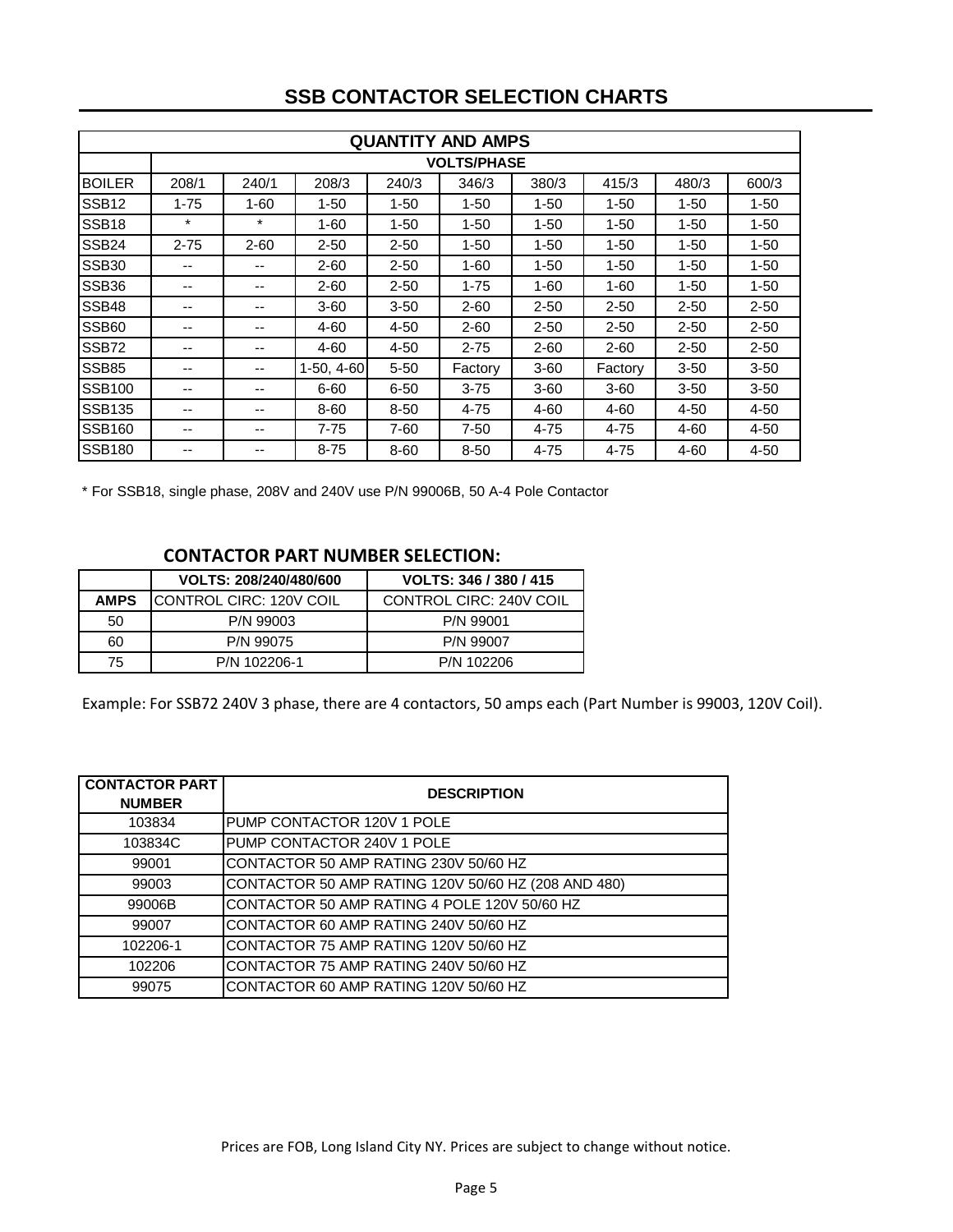# SSB CONTACTOR SELECTION CHARTS

| QUANTITY AND AMPS | | | | | | | | | |
|---|---|---|---|---|---|---|---|---|---|
| | VOLTS/PHASE | | | | | | | | |
| BOILER | 208/1 | 240/1 | 208/3 | 240/3 | 346/3 | 380/3 | 415/3 | 480/3 | 600/3 |
| SSB12 | 1-75 | 1-60 | 1-50 | 1-50 | 1-50 | 1-50 | 1-50 | 1-50 | 1-50 |
| SSB18 | * | * | 1-60 | 1-50 | 1-50 | 1-50 | 1-50 | 1-50 | 1-50 |
| SSB24 | 2-75 | 2-60 | 2-50 | 2-50 | 1-50 | 1-50 | 1-50 | 1-50 | 1-50 |
| SSB30 | -- | -- | 2-60 | 2-50 | 1-60 | 1-50 | 1-50 | 1-50 | 1-50 |
| SSB36 | -- | -- | 2-60 | 2-50 | 1-75 | 1-60 | 1-60 | 1-50 | 1-50 |
| SSB48 | -- | -- | 3-60 | 3-50 | 2-60 | 2-50 | 2-50 | 2-50 | 2-50 |
| SSB60 | -- | -- | 4-60 | 4-50 | 2-60 | 2-50 | 2-50 | 2-50 | 2-50 |
| SSB72 | -- | -- | 4-60 | 4-50 | 2-75 | 2-60 | 2-60 | 2-50 | 2-50 |
| SSB85 | -- | -- | 1-50, 4-60 | 5-50 | Factory | 3-60 | Factory | 3-50 | 3-50 |
| SSB100 | -- | -- | 6-60 | 6-50 | 3-75 | 3-60 | 3-60 | 3-50 | 3-50 |
| SSB135 | -- | -- | 8-60 | 8-50 | 4-75 | 4-60 | 4-60 | 4-50 | 4-50 |
| SSB160 | -- | -- | 7-75 | 7-60 | 7-50 | 4-75 | 4-75 | 4-60 | 4-50 |
| SSB180 | -- | -- | 8-75 | 8-60 | 8-50 | 4-75 | 4-75 | 4-60 | 4-50 |

* For SSB18, single phase, 208V and 240V use P/N 99006B, 50 A-4 Pole Contactor

## CONTACTOR PART NUMBER SELECTION:

| | VOLTS: 208/240/480/600 | VOLTS: 346 / 380 / 415 |
|---|---|---|
| AMPS | CONTROL CIRC: 120V COIL | CONTROL CIRC: 240V COIL |
| 50 | P/N 99003 | P/N 99001 |
| 60 | P/N 99075 | P/N 99007 |
| 75 | P/N 102206-1 | P/N 102206 |

Example: For SSB72 240V 3 phase, there are 4 contactors, 50 amps each (Part Number is 99003, 120V Coil).

| CONTACTOR PART NUMBER | DESCRIPTION |
|---|---|
| 103834 | PUMP CONTACTOR 120V 1 POLE |
| 103834C | PUMP CONTACTOR 240V 1 POLE |
| 99001 | CONTACTOR 50 AMP RATING 230V 50/60 HZ |
| 99003 | CONTACTOR 50 AMP RATING 120V 50/60 HZ (208 AND 480) |
| 99006B | CONTACTOR 50 AMP RATING 4 POLE 120V 50/60 HZ |
| 99007 | CONTACTOR 60 AMP RATING 240V 50/60 HZ |
| 102206-1 | CONTACTOR 75 AMP RATING 120V 50/60 HZ |
| 102206 | CONTACTOR 75 AMP RATING 240V 50/60 HZ |
| 99075 | CONTACTOR 60 AMP RATING 120V 50/60 HZ |

Prices are FOB, Long Island City NY. Prices are subject to change without notice.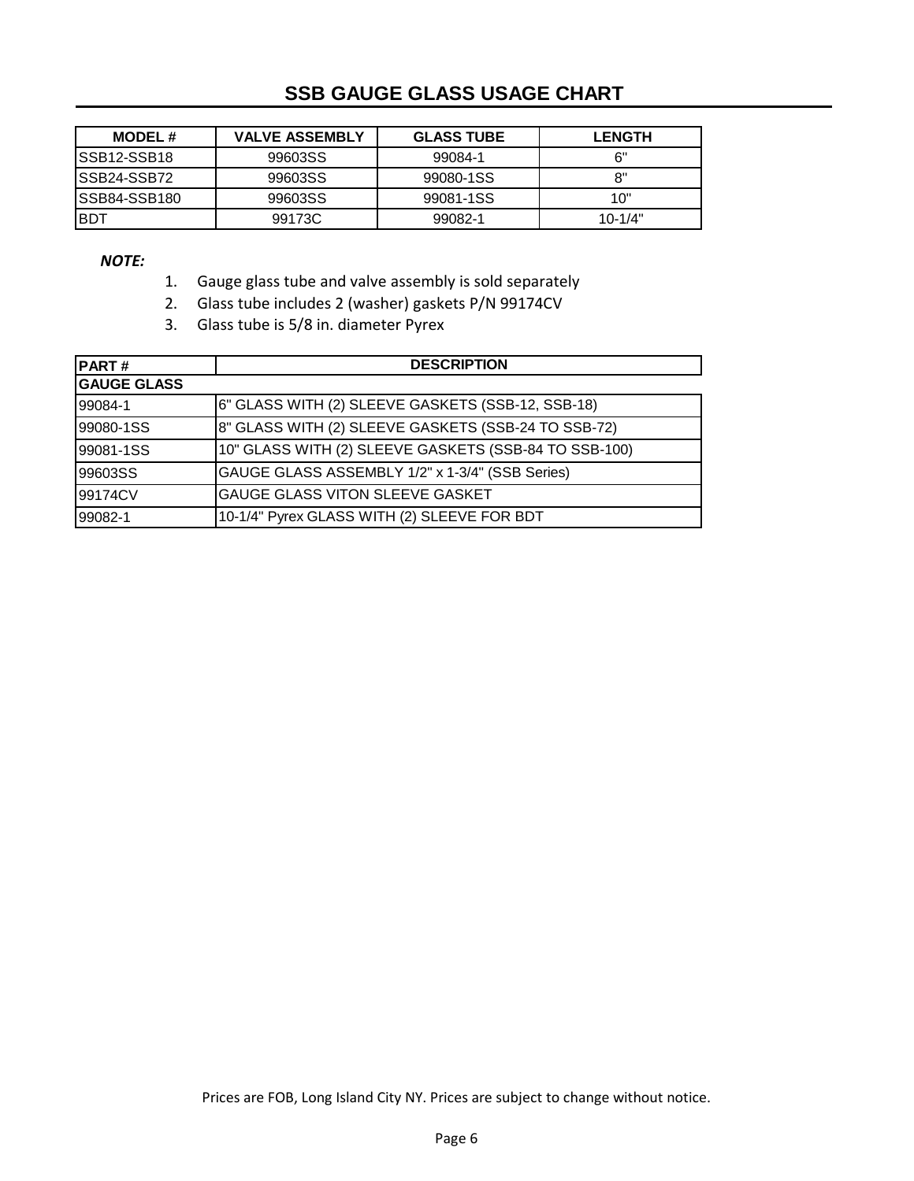# SSB GAUGE GLASS USAGE CHART

| MODEL # | VALVE ASSEMBLY | GLASS TUBE | LENGTH |
|---|---|---|---|
| SSB12-SSB18 | 99603SS | 99084-1 | 6" |
| SSB24-SSB72 | 99603SS | 99080-1SS | 8" |
| SSB84-SSB180 | 99603SS | 99081-1SS | 10" |
| BDT | 99173C | 99082-1 | 10-1/4" |

***NOTE:***

1. Gauge glass tube and valve assembly is sold separately
2. Glass tube includes 2 (washer) gaskets P/N 99174CV
3. Glass tube is 5/8 in. diameter Pyrex

| PART # | DESCRIPTION |
|---|---|
| **GAUGE GLASS** | |
| 99084-1 | 6" GLASS WITH (2) SLEEVE GASKETS (SSB-12, SSB-18) |
| 99080-1SS | 8" GLASS WITH (2) SLEEVE GASKETS (SSB-24 TO SSB-72) |
| 99081-1SS | 10" GLASS WITH (2) SLEEVE GASKETS (SSB-84 TO SSB-100) |
| 99603SS | GAUGE GLASS ASSEMBLY 1/2" x 1-3/4" (SSB Series) |
| 99174CV | GAUGE GLASS VITON SLEEVE GASKET |
| 99082-1 | 10-1/4" Pyrex GLASS WITH (2) SLEEVE FOR BDT |

Prices are FOB, Long Island City NY. Prices are subject to change without notice.